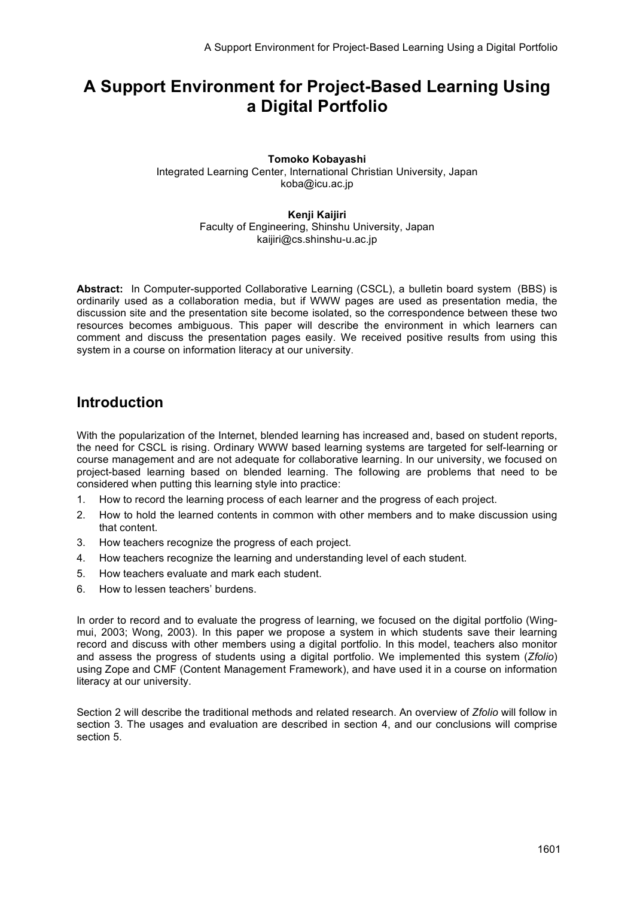# A Support Environment for Project-Based Learning Using a Digital Portfolio

**Tomoko Kobayashi**
Integrated Learning Center, International Christian University, Japan
koba@icu.ac.jp

**Kenji Kaijiri**
Faculty of Engineering, Shinshu University, Japan
kaijiri@cs.shinshu-u.ac.jp

**Abstract:** In Computer-supported Collaborative Learning (CSCL), a bulletin board system (BBS) is ordinarily used as a collaboration media, but if WWW pages are used as presentation media, the discussion site and the presentation site become isolated, so the correspondence between these two resources becomes ambiguous. This paper will describe the environment in which learners can comment and discuss the presentation pages easily. We received positive results from using this system in a course on information literacy at our university.

## Introduction

With the popularization of the Internet, blended learning has increased and, based on student reports, the need for CSCL is rising. Ordinary WWW based learning systems are targeted for self-learning or course management and are not adequate for collaborative learning. In our university, we focused on project-based learning based on blended learning. The following are problems that need to be considered when putting this learning style into practice:

1. How to record the learning process of each learner and the progress of each project.
2. How to hold the learned contents in common with other members and to make discussion using that content.
3. How teachers recognize the progress of each project.
4. How teachers recognize the learning and understanding level of each student.
5. How teachers evaluate and mark each student.
6. How to lessen teachers' burdens.

In order to record and to evaluate the progress of learning, we focused on the digital portfolio (Wing-mui, 2003; Wong, 2003). In this paper we propose a system in which students save their learning record and discuss with other members using a digital portfolio. In this model, teachers also monitor and assess the progress of students using a digital portfolio. We implemented this system (*Zfolio*) using Zope and CMF (Content Management Framework), and have used it in a course on information literacy at our university.

Section 2 will describe the traditional methods and related research. An overview of *Zfolio* will follow in section 3. The usages and evaluation are described in section 4, and our conclusions will comprise section 5.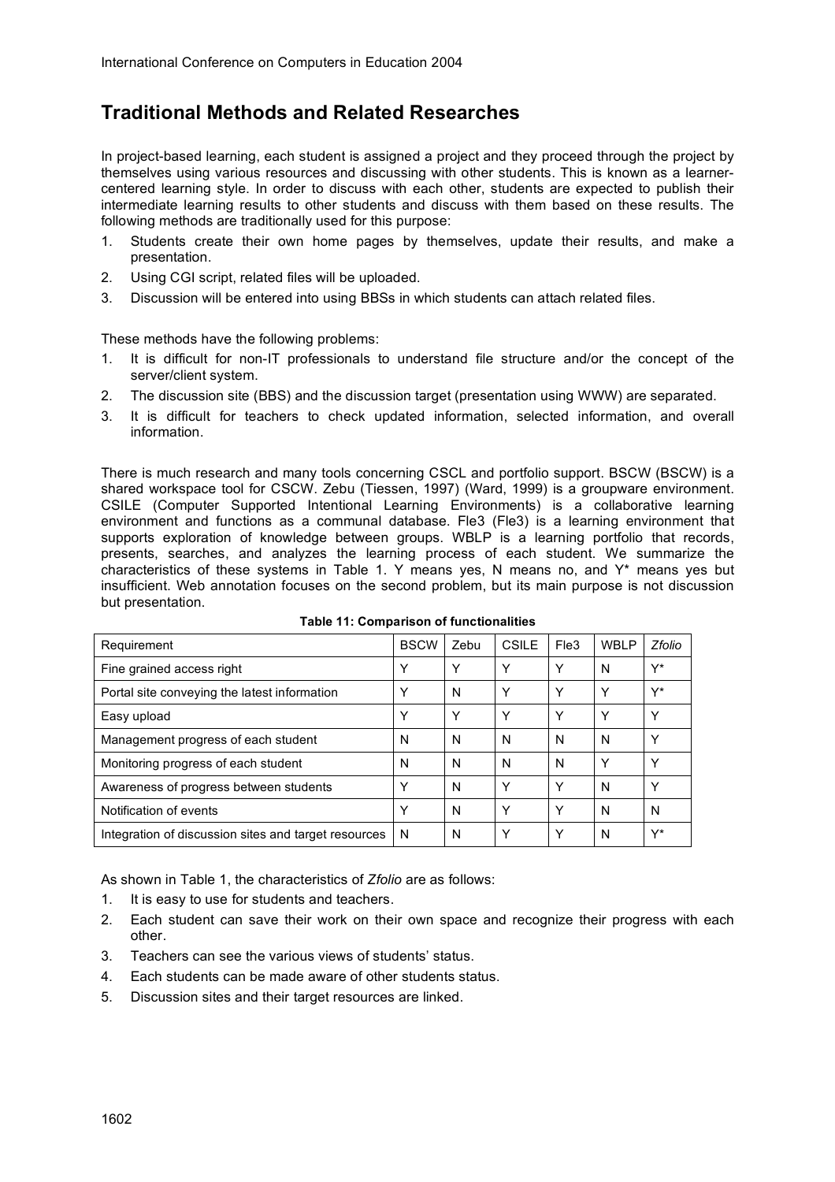## Traditional Methods and Related Researches

In project-based learning, each student is assigned a project and they proceed through the project by themselves using various resources and discussing with other students. This is known as a learner-centered learning style. In order to discuss with each other, students are expected to publish their intermediate learning results to other students and discuss with them based on these results. The following methods are traditionally used for this purpose:

1. Students create their own home pages by themselves, update their results, and make a presentation.
2. Using CGI script, related files will be uploaded.
3. Discussion will be entered into using BBSs in which students can attach related files.

These methods have the following problems:

1. It is difficult for non-IT professionals to understand file structure and/or the concept of the server/client system.
2. The discussion site (BBS) and the discussion target (presentation using WWW) are separated.
3. It is difficult for teachers to check updated information, selected information, and overall information.

There is much research and many tools concerning CSCL and portfolio support. BSCW (BSCW) is a shared workspace tool for CSCW. Zebu (Tiessen, 1997) (Ward, 1999) is a groupware environment. CSILE (Computer Supported Intentional Learning Environments) is a collaborative learning environment and functions as a communal database. Fle3 (Fle3) is a learning environment that supports exploration of knowledge between groups. WBLP is a learning portfolio that records, presents, searches, and analyzes the learning process of each student. We summarize the characteristics of these systems in Table 1. Y means yes, N means no, and Y* means yes but insufficient. Web annotation focuses on the second problem, but its main purpose is not discussion but presentation.

**Table 11: Comparison of functionalities**

| Requirement | BSCW | Zebu | CSILE | Fle3 | WBLP | *Zfolio* |
|---|---|---|---|---|---|---|
| Fine grained access right | Y | Y | Y | Y | N | Y* |
| Portal site conveying the latest information | Y | N | Y | Y | Y | Y* |
| Easy upload | Y | Y | Y | Y | Y | Y |
| Management progress of each student | N | N | N | N | N | Y |
| Monitoring progress of each student | N | N | N | N | Y | Y |
| Awareness of progress between students | Y | N | Y | Y | N | Y |
| Notification of events | Y | N | Y | Y | N | N |
| Integration of discussion sites and target resources | N | N | Y | Y | N | Y* |

As shown in Table 1, the characteristics of *Zfolio* are as follows:

1. It is easy to use for students and teachers.
2. Each student can save their work on their own space and recognize their progress with each other.
3. Teachers can see the various views of students' status.
4. Each students can be made aware of other students status.
5. Discussion sites and their target resources are linked.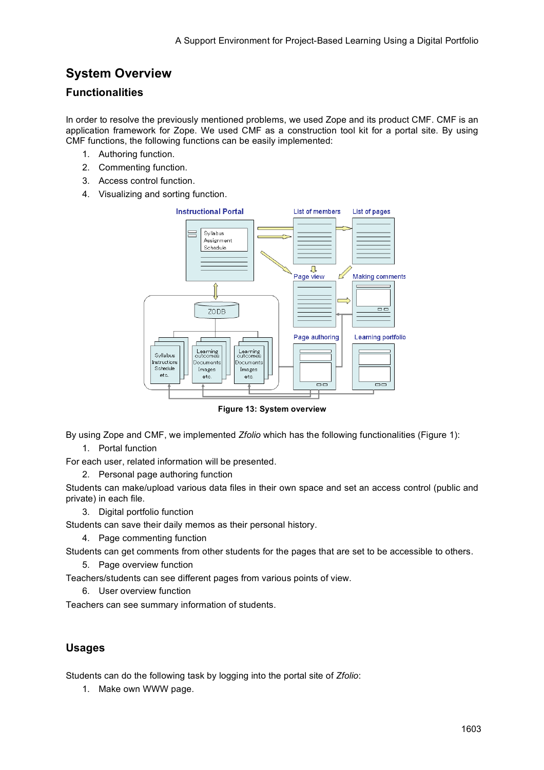## System Overview

### Functionalities

In order to resolve the previously mentioned problems, we used Zope and its product CMF. CMF is an application framework for Zope. We used CMF as a construction tool kit for a portal site. By using CMF functions, the following functions can be easily implemented:

1. Authoring function.
2. Commenting function.
3. Access control function.
4. Visualizing and sorting function.

Figure 13: System overview

By using Zope and CMF, we implemented *Zfolio* which has the following functionalities (Figure 1):

1. Portal function

For each user, related information will be presented.

2. Personal page authoring function

Students can make/upload various data files in their own space and set an access control (public and private) in each file.

3. Digital portfolio function

Students can save their daily memos as their personal history.

4. Page commenting function

Students can get comments from other students for the pages that are set to be accessible to others.

5. Page overview function

Teachers/students can see different pages from various points of view.

6. User overview function

Teachers can see summary information of students.

### Usages

Students can do the following task by logging into the portal site of *Zfolio*:

1. Make own WWW page.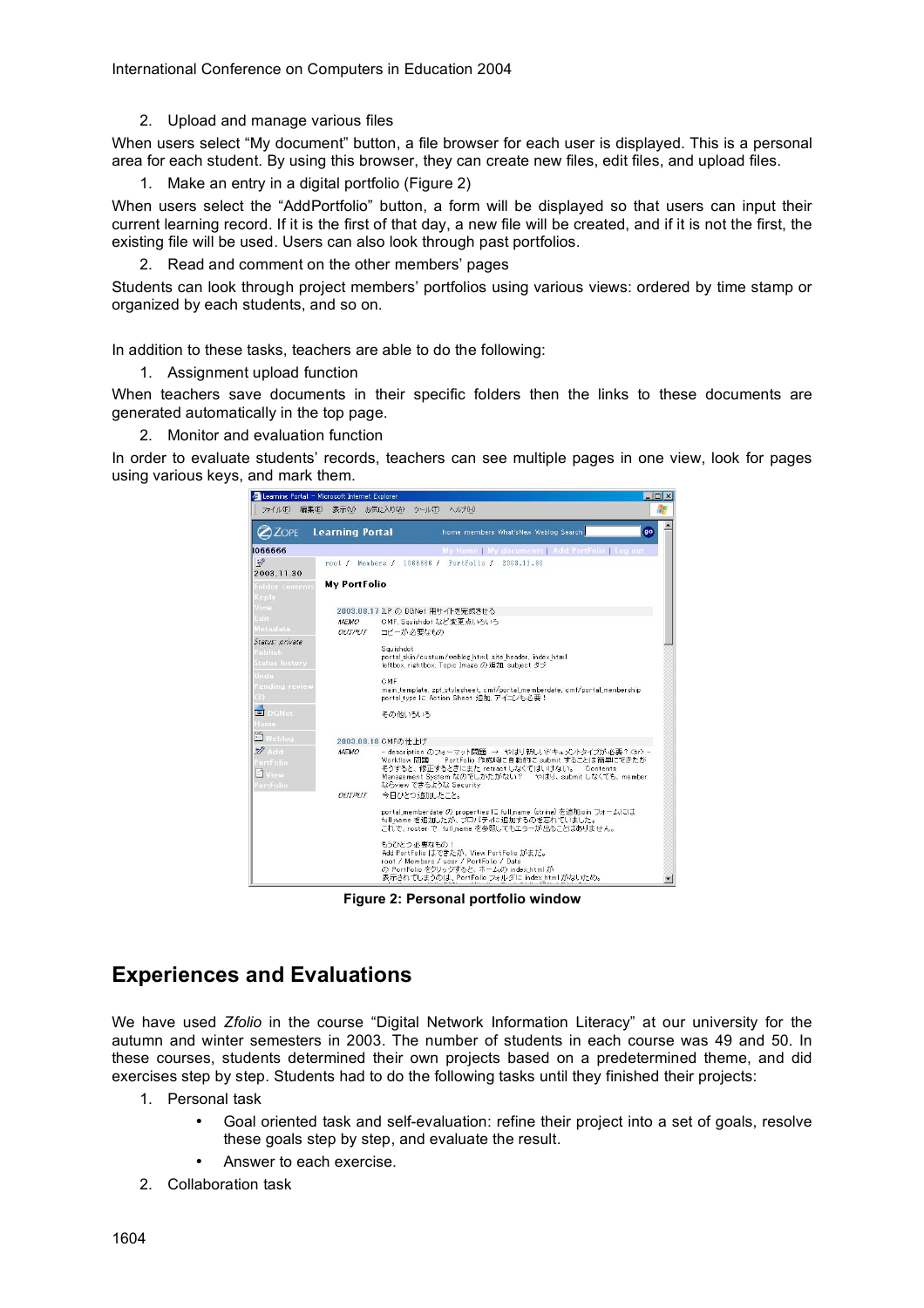2. Upload and manage various files

When users select "My document" button, a file browser for each user is displayed. This is a personal area for each student. By using this browser, they can create new files, edit files, and upload files.

1. Make an entry in a digital portfolio (Figure 2)

When users select the "AddPortfolio" button, a form will be displayed so that users can input their current learning record. If it is the first of that day, a new file will be created, and if it is not the first, the existing file will be used. Users can also look through past portfolios.

2. Read and comment on the other members' pages

Students can look through project members' portfolios using various views: ordered by time stamp or organized by each students, and so on.

In addition to these tasks, teachers are able to do the following:

1. Assignment upload function

When teachers save documents in their specific folders then the links to these documents are generated automatically in the top page.

2. Monitor and evaluation function

In order to evaluate students' records, teachers can see multiple pages in one view, look for pages using various keys, and mark them.

**Figure 2: Personal portfolio window**

## Experiences and Evaluations

We have used *Zfolio* in the course "Digital Network Information Literacy" at our university for the autumn and winter semesters in 2003. The number of students in each course was 49 and 50. In these courses, students determined their own projects based on a predetermined theme, and did exercises step by step. Students had to do the following tasks until they finished their projects:

1. Personal task
   - Goal oriented task and self-evaluation: refine their project into a set of goals, resolve these goals step by step, and evaluate the result.
   - Answer to each exercise.
2. Collaboration task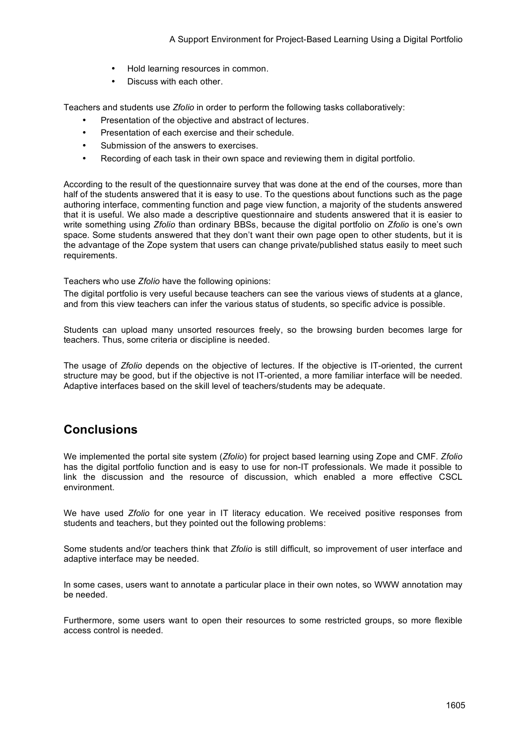- Hold learning resources in common.
- Discuss with each other.

Teachers and students use *Zfolio* in order to perform the following tasks collaboratively:

- Presentation of the objective and abstract of lectures.
- Presentation of each exercise and their schedule.
- Submission of the answers to exercises.
- Recording of each task in their own space and reviewing them in digital portfolio.

According to the result of the questionnaire survey that was done at the end of the courses, more than half of the students answered that it is easy to use. To the questions about functions such as the page authoring interface, commenting function and page view function, a majority of the students answered that it is useful. We also made a descriptive questionnaire and students answered that it is easier to write something using *Zfolio* than ordinary BBSs, because the digital portfolio on *Zfolio* is one's own space. Some students answered that they don't want their own page open to other students, but it is the advantage of the Zope system that users can change private/published status easily to meet such requirements.

Teachers who use *Zfolio* have the following opinions:

The digital portfolio is very useful because teachers can see the various views of students at a glance, and from this view teachers can infer the various status of students, so specific advice is possible.

Students can upload many unsorted resources freely, so the browsing burden becomes large for teachers. Thus, some criteria or discipline is needed.

The usage of *Zfolio* depends on the objective of lectures. If the objective is IT-oriented, the current structure may be good, but if the objective is not IT-oriented, a more familiar interface will be needed. Adaptive interfaces based on the skill level of teachers/students may be adequate.

## Conclusions

We implemented the portal site system (*Zfolio*) for project based learning using Zope and CMF. *Zfolio* has the digital portfolio function and is easy to use for non-IT professionals. We made it possible to link the discussion and the resource of discussion, which enabled a more effective CSCL environment.

We have used *Zfolio* for one year in IT literacy education. We received positive responses from students and teachers, but they pointed out the following problems:

Some students and/or teachers think that *Zfolio* is still difficult, so improvement of user interface and adaptive interface may be needed.

In some cases, users want to annotate a particular place in their own notes, so WWW annotation may be needed.

Furthermore, some users want to open their resources to some restricted groups, so more flexible access control is needed.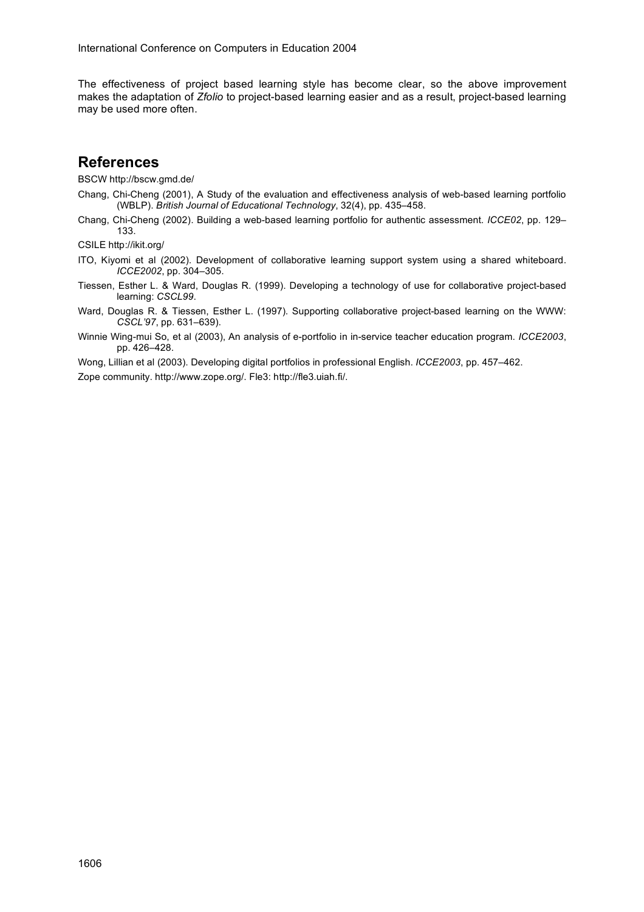The effectiveness of project based learning style has become clear, so the above improvement makes the adaptation of *Zfolio* to project-based learning easier and as a result, project-based learning may be used more often.

## References

BSCW http://bscw.gmd.de/

Chang, Chi-Cheng (2001), A Study of the evaluation and effectiveness analysis of web-based learning portfolio (WBLP). *British Journal of Educational Technology*, 32(4), pp. 435–458.

Chang, Chi-Cheng (2002). Building a web-based learning portfolio for authentic assessment. *ICCE02*, pp. 129–133.

CSILE http://ikit.org/

ITO, Kiyomi et al (2002). Development of collaborative learning support system using a shared whiteboard. *ICCE2002*, pp. 304–305.

Tiessen, Esther L. & Ward, Douglas R. (1999). Developing a technology of use for collaborative project-based learning: *CSCL99*.

Ward, Douglas R. & Tiessen, Esther L. (1997). Supporting collaborative project-based learning on the WWW: *CSCL'97*, pp. 631–639).

Winnie Wing-mui So, et al (2003), An analysis of e-portfolio in in-service teacher education program. *ICCE2003*, pp. 426–428.

Wong, Lillian et al (2003). Developing digital portfolios in professional English. *ICCE2003*, pp. 457–462.

Zope community. http://www.zope.org/. Fle3: http://fle3.uiah.fi/.